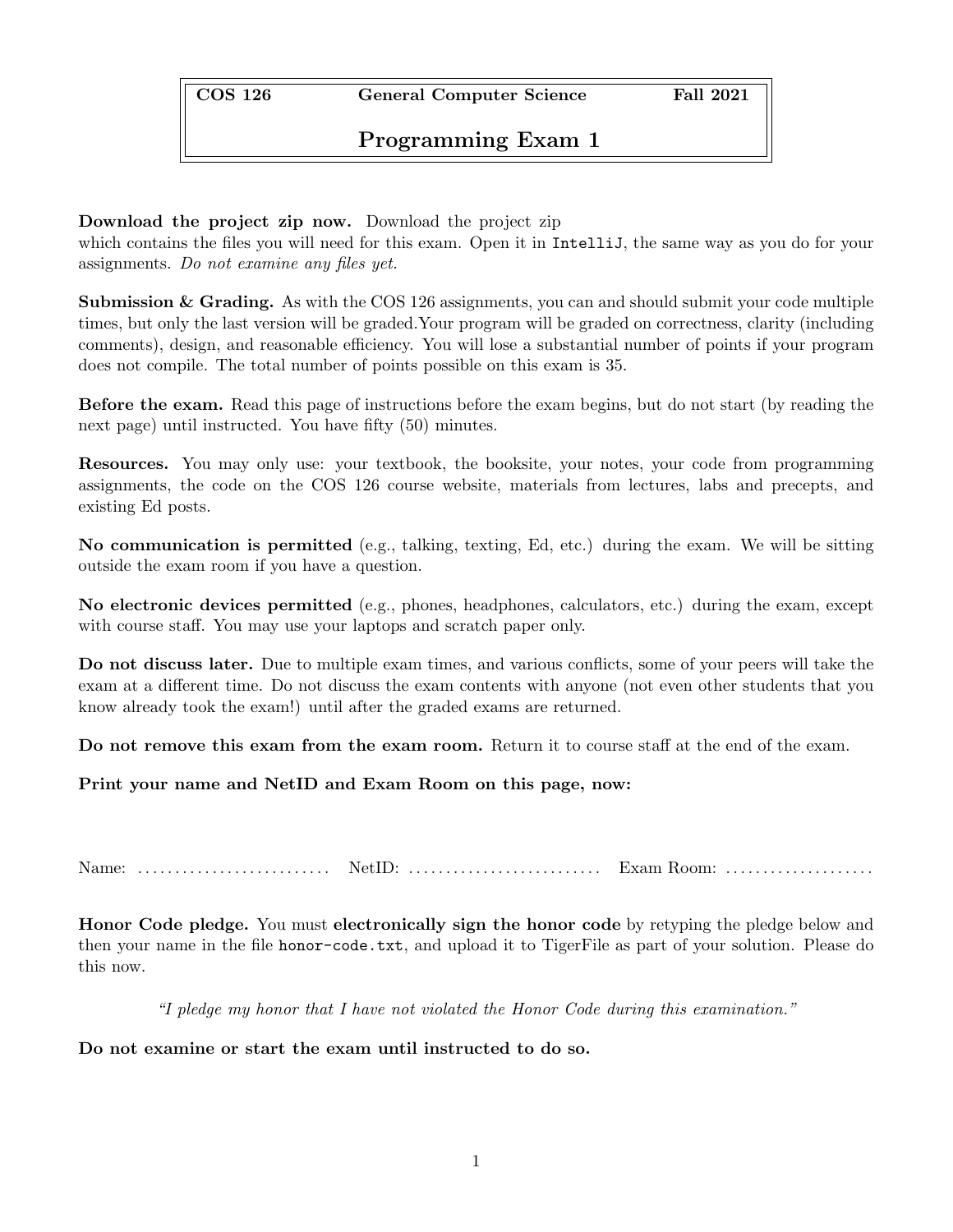| COS 126 | General Computer Science | Fall 2021 |
|---|---|---|

# Programming Exam 1

**Download the project zip now.** Download the project zip which contains the files you will need for this exam. Open it in `IntelliJ`, the same way as you do for your assignments. *Do not examine any files yet.*

**Submission & Grading.** As with the COS 126 assignments, you can and should submit your code multiple times, but only the last version will be graded.Your program will be graded on correctness, clarity (including comments), design, and reasonable efficiency. You will lose a substantial number of points if your program does not compile. The total number of points possible on this exam is 35.

**Before the exam.** Read this page of instructions before the exam begins, but do not start (by reading the next page) until instructed. You have fifty (50) minutes.

**Resources.** You may only use: your textbook, the booksite, your notes, your code from programming assignments, the code on the COS 126 course website, materials from lectures, labs and precepts, and existing Ed posts.

**No communication is permitted** (e.g., talking, texting, Ed, etc.) during the exam. We will be sitting outside the exam room if you have a question.

**No electronic devices permitted** (e.g., phones, headphones, calculators, etc.) during the exam, except with course staff. You may use your laptops and scratch paper only.

**Do not discuss later.** Due to multiple exam times, and various conflicts, some of your peers will take the exam at a different time. Do not discuss the exam contents with anyone (not even other students that you know already took the exam!) until after the graded exams are returned.

**Do not remove this exam from the exam room.** Return it to course staff at the end of the exam.

**Print your name and NetID and Exam Room on this page, now:**

Name: .......................... NetID: .......................... Exam Room: ....................

**Honor Code pledge.** You must **electronically sign the honor code** by retyping the pledge below and then your name in the file `honor-code.txt`, and upload it to TigerFile as part of your solution. Please do this now.

*"I pledge my honor that I have not violated the Honor Code during this examination."*

**Do not examine or start the exam until instructed to do so.**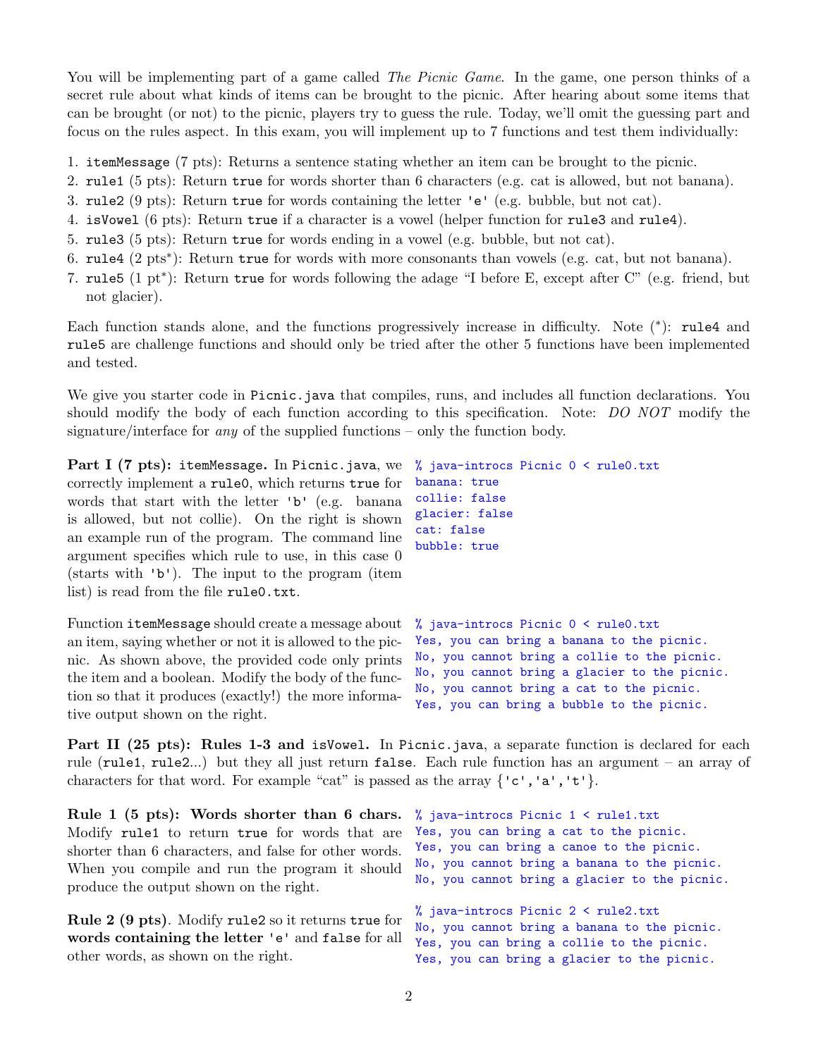You will be implementing part of a game called *The Picnic Game*. In the game, one person thinks of a secret rule about what kinds of items can be brought to the picnic. After hearing about some items that can be brought (or not) to the picnic, players try to guess the rule. Today, we'll omit the guessing part and focus on the rules aspect. In this exam, you will implement up to 7 functions and test them individually:

1. `itemMessage` (7 pts): Returns a sentence stating whether an item can be brought to the picnic.
2. `rule1` (5 pts): Return `true` for words shorter than 6 characters (e.g. cat is allowed, but not banana).
3. `rule2` (9 pts): Return `true` for words containing the letter `'e'` (e.g. bubble, but not cat).
4. `isVowel` (6 pts): Return `true` if a character is a vowel (helper function for `rule3` and `rule4`).
5. `rule3` (5 pts): Return `true` for words ending in a vowel (e.g. bubble, but not cat).
6. `rule4` (2 pts*): Return `true` for words with more consonants than vowels (e.g. cat, but not banana).
7. `rule5` (1 pt*): Return `true` for words following the adage "I before E, except after C" (e.g. friend, but not glacier).

Each function stands alone, and the functions progressively increase in difficulty. Note (*): `rule4` and `rule5` are challenge functions and should only be tried after the other 5 functions have been implemented and tested.

We give you starter code in `Picnic.java` that compiles, runs, and includes all function declarations. You should modify the body of each function according to this specification. Note: *DO NOT* modify the signature/interface for *any* of the supplied functions – only the function body.

**Part I (7 pts): `itemMessage`.** In `Picnic.java`, we correctly implement a `rule0`, which returns `true` for words that start with the letter `'b'` (e.g. banana is allowed, but not collie). On the right is shown an example run of the program. The command line argument specifies which rule to use, in this case 0 (starts with `'b'`). The input to the program (item list) is read from the file `rule0.txt`.

```
% java-introcs Picnic 0 < rule0.txt
banana: true
collie: false
glacier: false
cat: false
bubble: true
```

Function `itemMessage` should create a message about an item, saying whether or not it is allowed to the picnic. As shown above, the provided code only prints the item and a boolean. Modify the body of the function so that it produces (exactly!) the more informative output shown on the right.

```
% java-introcs Picnic 0 < rule0.txt
Yes, you can bring a banana to the picnic.
No, you cannot bring a collie to the picnic.
No, you cannot bring a glacier to the picnic.
No, you cannot bring a cat to the picnic.
Yes, you can bring a bubble to the picnic.
```

**Part II (25 pts): Rules 1-3 and `isVowel`.** In `Picnic.java`, a separate function is declared for each rule (`rule1`, `rule2`...) but they all just return `false`. Each rule function has an argument – an array of characters for that word. For example "cat" is passed as the array `{'c','a','t'}`.

**Rule 1 (5 pts): Words shorter than 6 chars.** Modify `rule1` to return `true` for words that are shorter than 6 characters, and false for other words. When you compile and run the program it should produce the output shown on the right.

```
% java-introcs Picnic 1 < rule1.txt
Yes, you can bring a cat to the picnic.
Yes, you can bring a canoe to the picnic.
No, you cannot bring a banana to the picnic.
No, you cannot bring a glacier to the picnic.
```

**Rule 2 (9 pts)**. Modify `rule2` so it returns `true` for **words containing the letter `'e'`** and `false` for all other words, as shown on the right.

```
% java-introcs Picnic 2 < rule2.txt
No, you cannot bring a banana to the picnic.
Yes, you can bring a collie to the picnic.
Yes, you can bring a glacier to the picnic.
```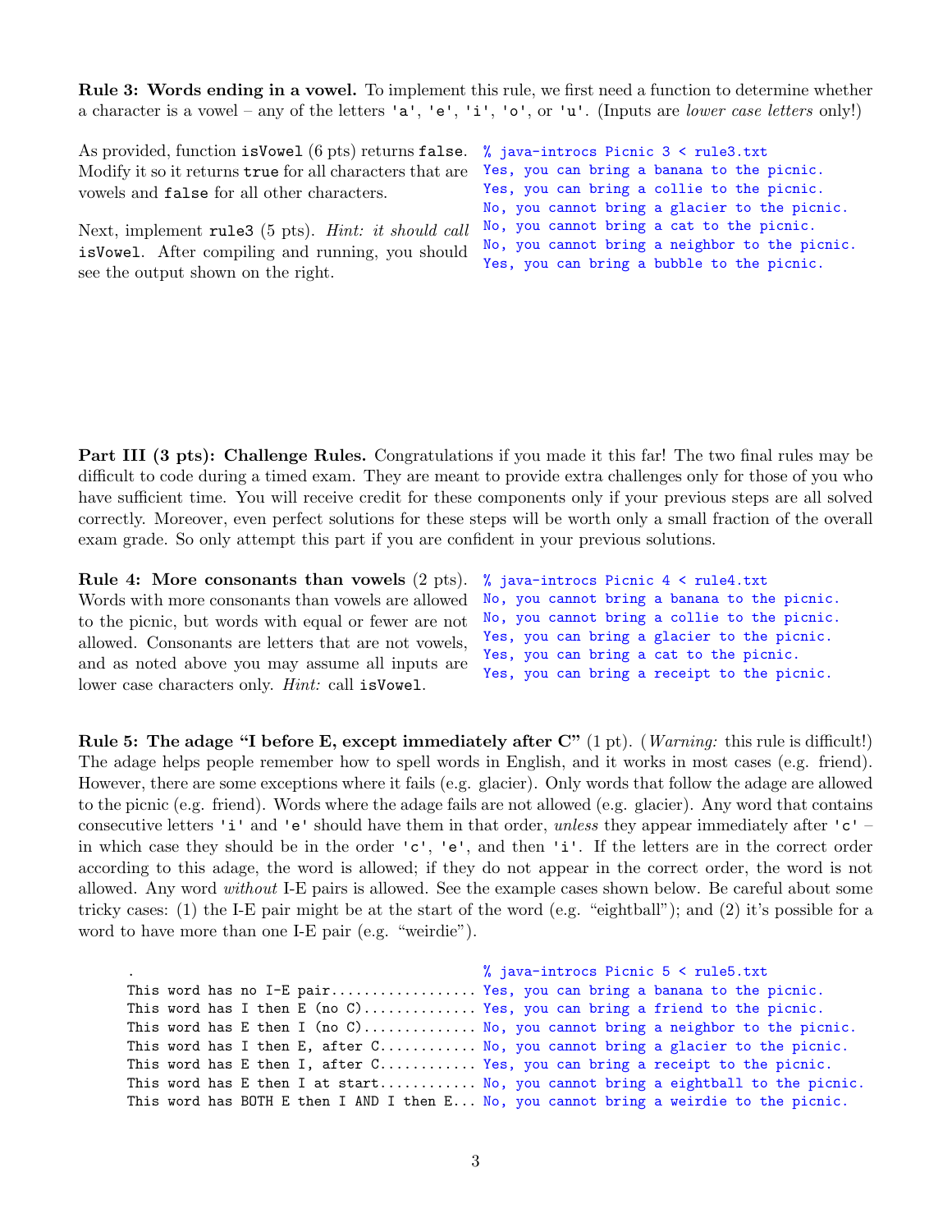**Rule 3: Words ending in a vowel.** To implement this rule, we first need a function to determine whether a character is a vowel – any of the letters `'a'`, `'e'`, `'i'`, `'o'`, or `'u'`. (Inputs are *lower case letters* only!)

As provided, function `isVowel` (6 pts) returns `false`. Modify it so it returns `true` for all characters that are vowels and `false` for all other characters.

Next, implement `rule3` (5 pts). *Hint: it should call* `isVowel`. After compiling and running, you should see the output shown on the right.

```
% java-introcs Picnic 3 < rule3.txt
Yes, you can bring a banana to the picnic.
Yes, you can bring a collie to the picnic.
No, you cannot bring a glacier to the picnic.
No, you cannot bring a cat to the picnic.
No, you cannot bring a neighbor to the picnic.
Yes, you can bring a bubble to the picnic.
```

**Part III (3 pts): Challenge Rules.** Congratulations if you made it this far! The two final rules may be difficult to code during a timed exam. They are meant to provide extra challenges only for those of you who have sufficient time. You will receive credit for these components only if your previous steps are all solved correctly. Moreover, even perfect solutions for these steps will be worth only a small fraction of the overall exam grade. So only attempt this part if you are confident in your previous solutions.

**Rule 4: More consonants than vowels** (2 pts). Words with more consonants than vowels are allowed to the picnic, but words with equal or fewer are not allowed. Consonants are letters that are not vowels, and as noted above you may assume all inputs are lower case characters only. *Hint:* call `isVowel`.

```
% java-introcs Picnic 4 < rule4.txt
No, you cannot bring a banana to the picnic.
No, you cannot bring a collie to the picnic.
Yes, you can bring a glacier to the picnic.
Yes, you can bring a cat to the picnic.
Yes, you can bring a receipt to the picnic.
```

**Rule 5: The adage "I before E, except immediately after C"** (1 pt). (*Warning:* this rule is difficult!) The adage helps people remember how to spell words in English, and it works in most cases (e.g. friend). However, there are some exceptions where it fails (e.g. glacier). Only words that follow the adage are allowed to the picnic (e.g. friend). Words where the adage fails are not allowed (e.g. glacier). Any word that contains consecutive letters `'i'` and `'e'` should have them in that order, *unless* they appear immediately after `'c'` – in which case they should be in the order `'c'`, `'e'`, and then `'i'`. If the letters are in the correct order according to this adage, the word is allowed; if they do not appear in the correct order, the word is not allowed. Any word *without* I-E pairs is allowed. See the example cases shown below. Be careful about some tricky cases: (1) the I-E pair might be at the start of the word (e.g. "eightball"); and (2) it's possible for a word to have more than one I-E pair (e.g. "weirdie").

```
.                                        % java-introcs Picnic 5 < rule5.txt
This word has no I-E pair................. Yes, you can bring a banana to the picnic.
This word has I then E (no C)............. Yes, you can bring a friend to the picnic.
This word has E then I (no C)............. No, you cannot bring a neighbor to the picnic.
This word has I then E, after C........... No, you cannot bring a glacier to the picnic.
This word has E then I, after C........... Yes, you can bring a receipt to the picnic.
This word has E then I at start........... No, you cannot bring a eightball to the picnic.
This word has BOTH E then I AND I then E... No, you cannot bring a weirdie to the picnic.
```